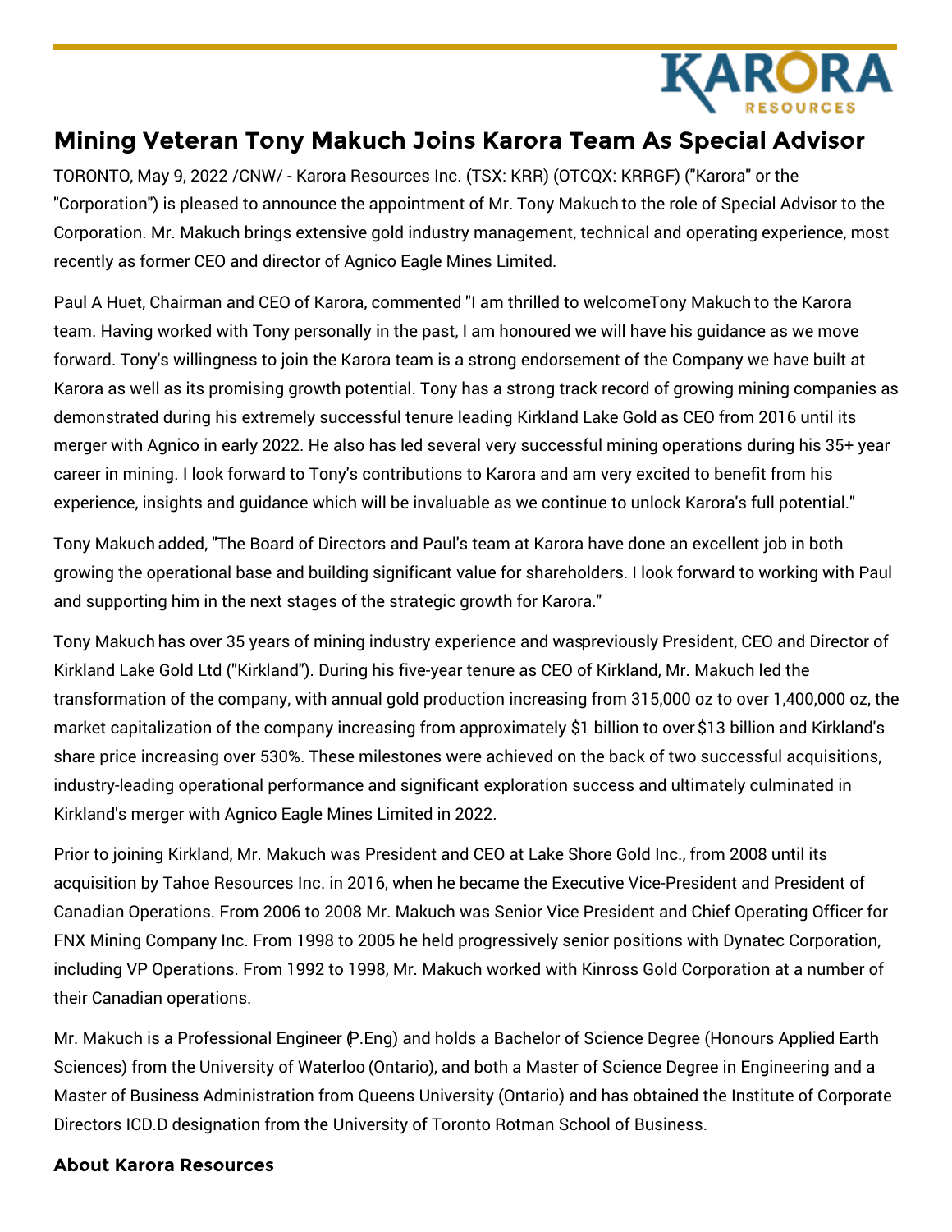# Mining Veteran Tony Makuch Joins Karora Team As Special Advisor

TORONTO, May 9, 2022 /CNW/ - Karora Resources Inc. (TSX: KRR) (OTCQX: KRRGF) ("Karora" or the "Corporation") is pleased to announce the appointment of Mr. Tony Makuch to the role of Special Advisor to the Corporation. Mr. Makuch brings extensive gold industry management, technical and operating experience, most recently as former CEO and director of Agnico Eagle Mines Limited.

Paul A Huet, Chairman and CEO of Karora, commented "I am thrilled to welcomeTony Makuch to the Karora team. Having worked with Tony personally in the past, I am honoured we will have his guidance as we move forward. Tony's willingness to join the Karora team is a strong endorsement of the Company we have built at Karora as well as its promising growth potential. Tony has a strong track record of growing mining companies as demonstrated during his extremely successful tenure leading Kirkland Lake Gold as CEO from 2016 until its merger with Agnico in early 2022. He also has led several very successful mining operations during his 35+ year career in mining. I look forward to Tony's contributions to Karora and am very excited to benefit from his experience, insights and guidance which will be invaluable as we continue to unlock Karora's full potential."

Tony Makuch added, "The Board of Directors and Paul's team at Karora have done an excellent job in both growing the operational base and building significant value for shareholders. I look forward to working with Paul and supporting him in the next stages of the strategic growth for Karora."

Tony Makuch has over 35 years of mining industry experience and waspreviously President, CEO and Director of Kirkland Lake Gold Ltd ("Kirkland"). During his five-year tenure as CEO of Kirkland, Mr. Makuch led the transformation of the company, with annual gold production increasing from 315,000 oz to over 1,400,000 oz, the market capitalization of the company increasing from approximately $1 billion to over $13 billion and Kirkland's share price increasing over 530%. These milestones were achieved on the back of two successful acquisitions, industry-leading operational performance and significant exploration success and ultimately culminated in Kirkland's merger with Agnico Eagle Mines Limited in 2022.

Prior to joining Kirkland, Mr. Makuch was President and CEO at Lake Shore Gold Inc., from 2008 until its acquisition by Tahoe Resources Inc. in 2016, when he became the Executive Vice-President and President of Canadian Operations. From 2006 to 2008 Mr. Makuch was Senior Vice President and Chief Operating Officer for FNX Mining Company Inc. From 1998 to 2005 he held progressively senior positions with Dynatec Corporation, including VP Operations. From 1992 to 1998, Mr. Makuch worked with Kinross Gold Corporation at a number of their Canadian operations.

Mr. Makuch is a Professional Engineer (P.Eng) and holds a Bachelor of Science Degree (Honours Applied Earth Sciences) from the University of Waterloo (Ontario), and both a Master of Science Degree in Engineering and a Master of Business Administration from Queens University (Ontario) and has obtained the Institute of Corporate Directors ICD.D designation from the University of Toronto Rotman School of Business.

## About Karora Resources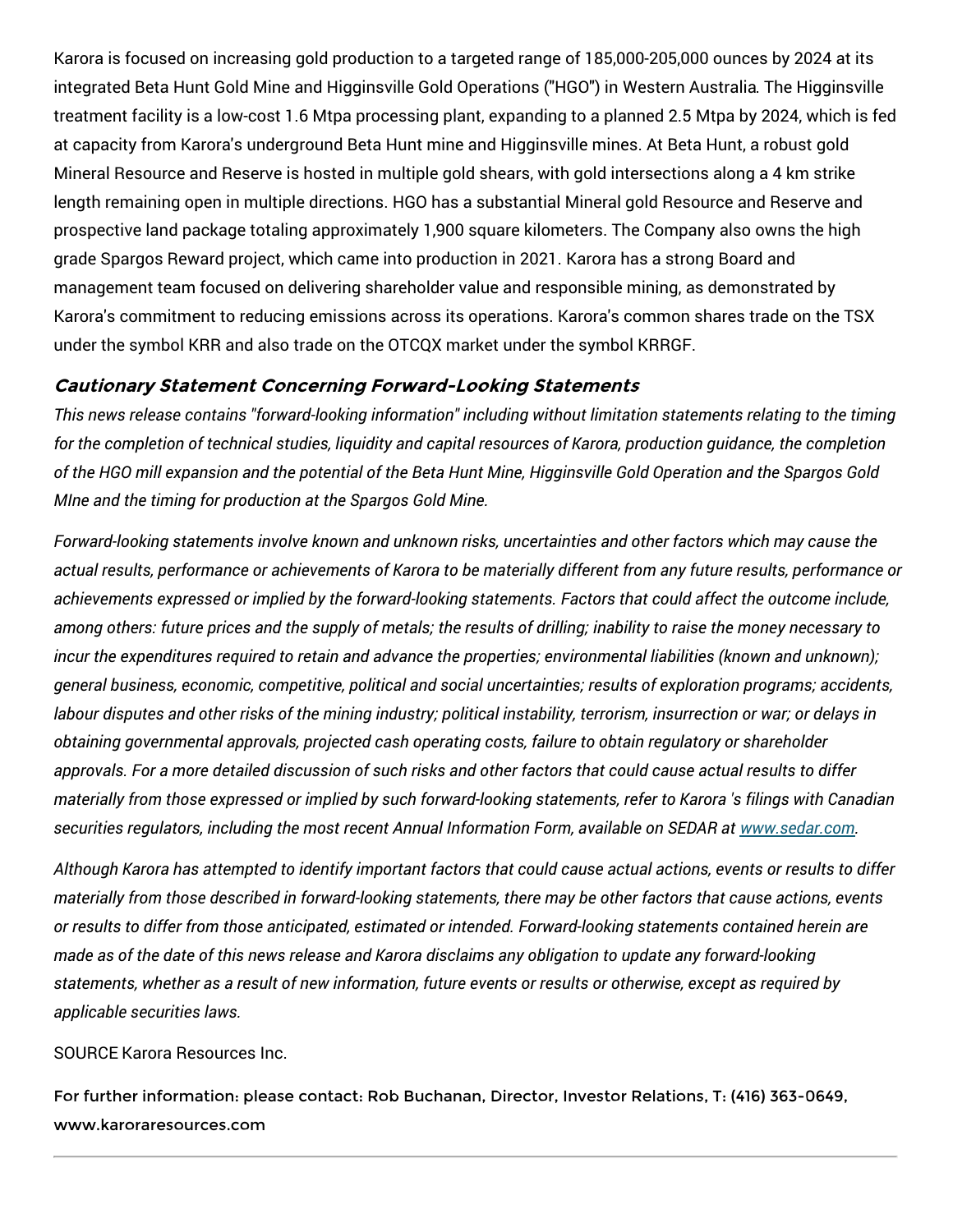Karora is focused on increasing gold production to a targeted range of 185,000-205,000 ounces by 2024 at its integrated Beta Hunt Gold Mine and Higginsville Gold Operations ("HGO") in Western Australia. The Higginsville treatment facility is a low-cost 1.6 Mtpa processing plant, expanding to a planned 2.5 Mtpa by 2024, which is fed at capacity from Karora's underground Beta Hunt mine and Higginsville mines. At Beta Hunt, a robust gold Mineral Resource and Reserve is hosted in multiple gold shears, with gold intersections along a 4 km strike length remaining open in multiple directions. HGO has a substantial Mineral gold Resource and Reserve and prospective land package totaling approximately 1,900 square kilometers. The Company also owns the high grade Spargos Reward project, which came into production in 2021. Karora has a strong Board and management team focused on delivering shareholder value and responsible mining, as demonstrated by Karora's commitment to reducing emissions across its operations. Karora's common shares trade on the TSX under the symbol KRR and also trade on the OTCQX market under the symbol KRRGF.

### Cautionary Statement Concerning Forward-Looking Statements

*This news release contains "forward-looking information" including without limitation statements relating to the timing for the completion of technical studies, liquidity and capital resources of Karora, production guidance, the completion of the HGO mill expansion and the potential of the Beta Hunt Mine, Higginsville Gold Operation and the Spargos Gold MIne and the timing for production at the Spargos Gold Mine.*

*Forward-looking statements involve known and unknown risks, uncertainties and other factors which may cause the actual results, performance or achievements of Karora to be materially different from any future results, performance or achievements expressed or implied by the forward-looking statements. Factors that could affect the outcome include, among others: future prices and the supply of metals; the results of drilling; inability to raise the money necessary to incur the expenditures required to retain and advance the properties; environmental liabilities (known and unknown); general business, economic, competitive, political and social uncertainties; results of exploration programs; accidents, labour disputes and other risks of the mining industry; political instability, terrorism, insurrection or war; or delays in obtaining governmental approvals, projected cash operating costs, failure to obtain regulatory or shareholder approvals. For a more detailed discussion of such risks and other factors that could cause actual results to differ materially from those expressed or implied by such forward-looking statements, refer to Karora 's filings with Canadian securities regulators, including the most recent Annual Information Form, available on SEDAR at www.sedar.com.*

*Although Karora has attempted to identify important factors that could cause actual actions, events or results to differ materially from those described in forward-looking statements, there may be other factors that cause actions, events or results to differ from those anticipated, estimated or intended. Forward-looking statements contained herein are made as of the date of this news release and Karora disclaims any obligation to update any forward-looking statements, whether as a result of new information, future events or results or otherwise, except as required by applicable securities laws.*

SOURCE Karora Resources Inc.

For further information: please contact: Rob Buchanan, Director, Investor Relations, T: (416) 363-0649, www.karoraresources.com